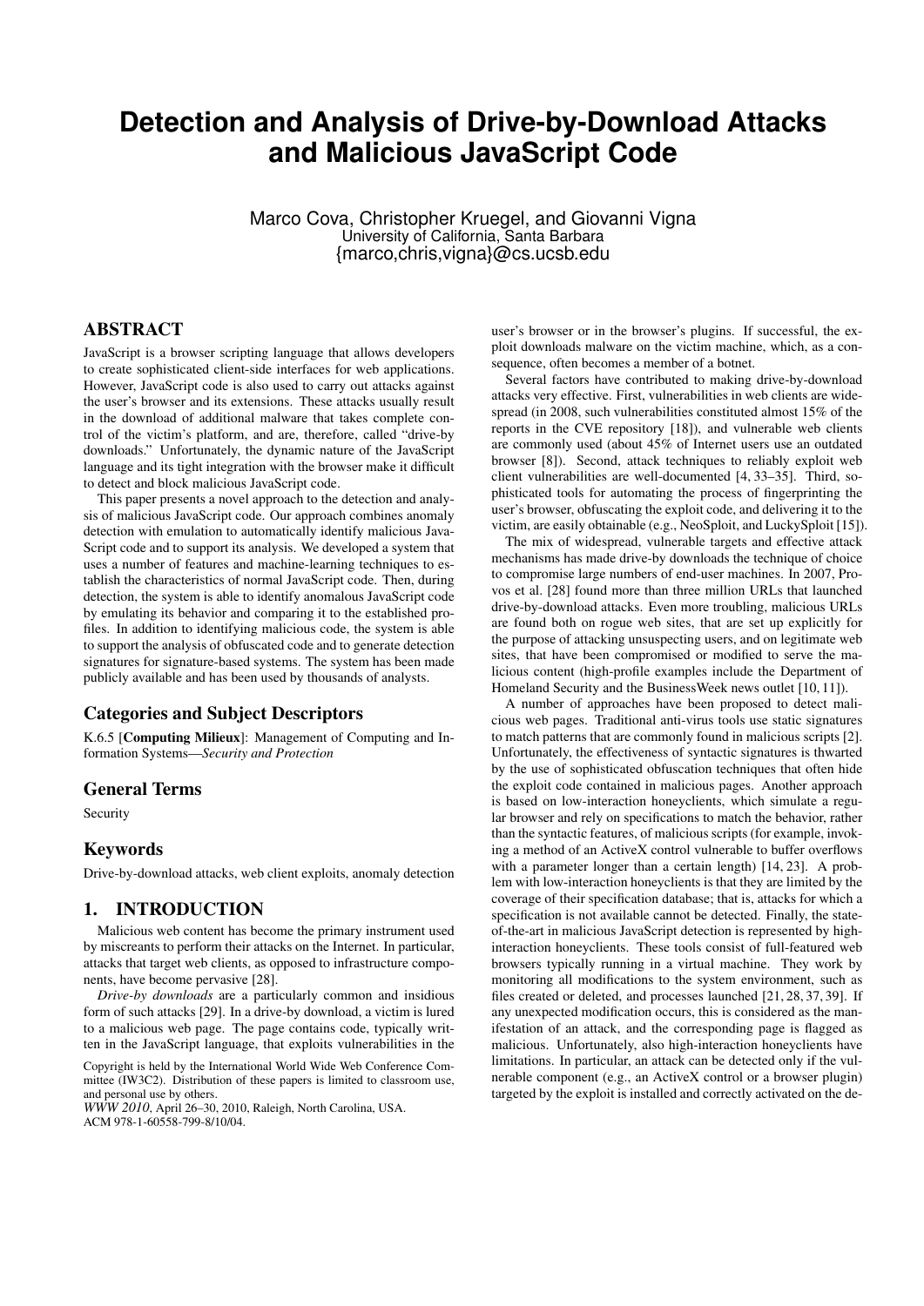# Detection and Analysis of Drive-by-Download Attacks and Malicious JavaScript Code

Marco Cova, Christopher Kruegel, and Giovanni Vigna
University of California, Santa Barbara
{marco,chris,vigna}@cs.ucsb.edu

## ABSTRACT

JavaScript is a browser scripting language that allows developers to create sophisticated client-side interfaces for web applications. However, JavaScript code is also used to carry out attacks against the user's browser and its extensions. These attacks usually result in the download of additional malware that takes complete control of the victim's platform, and are, therefore, called "drive-by downloads." Unfortunately, the dynamic nature of the JavaScript language and its tight integration with the browser make it difficult to detect and block malicious JavaScript code.

This paper presents a novel approach to the detection and analysis of malicious JavaScript code. Our approach combines anomaly detection with emulation to automatically identify malicious JavaScript code and to support its analysis. We developed a system that uses a number of features and machine-learning techniques to establish the characteristics of normal JavaScript code. Then, during detection, the system is able to identify anomalous JavaScript code by emulating its behavior and comparing it to the established profiles. In addition to identifying malicious code, the system is able to support the analysis of obfuscated code and to generate detection signatures for signature-based systems. The system has been made publicly available and has been used by thousands of analysts.

## Categories and Subject Descriptors

K.6.5 [**Computing Milieux**]: Management of Computing and Information Systems—*Security and Protection*

## General Terms

Security

## Keywords

Drive-by-download attacks, web client exploits, anomaly detection

## 1. INTRODUCTION

Malicious web content has become the primary instrument used by miscreants to perform their attacks on the Internet. In particular, attacks that target web clients, as opposed to infrastructure components, have become pervasive [28].

*Drive-by downloads* are a particularly common and insidious form of such attacks [29]. In a drive-by download, a victim is lured to a malicious web page. The page contains code, typically written in the JavaScript language, that exploits vulnerabilities in the user's browser or in the browser's plugins. If successful, the exploit downloads malware on the victim machine, which, as a consequence, often becomes a member of a botnet.

Several factors have contributed to making drive-by-download attacks very effective. First, vulnerabilities in web clients are widespread (in 2008, such vulnerabilities constituted almost 15% of the reports in the CVE repository [18]), and vulnerable web clients are commonly used (about 45% of Internet users use an outdated browser [8]). Second, attack techniques to reliably exploit web client vulnerabilities are well-documented [4, 33–35]. Third, sophisticated tools for automating the process of fingerprinting the user's browser, obfuscating the exploit code, and delivering it to the victim, are easily obtainable (e.g., NeoSploit, and LuckySploit [15]).

The mix of widespread, vulnerable targets and effective attack mechanisms has made drive-by downloads the technique of choice to compromise large numbers of end-user machines. In 2007, Provos et al. [28] found more than three million URLs that launched drive-by-download attacks. Even more troubling, malicious URLs are found both on rogue web sites, that are set up explicitly for the purpose of attacking unsuspecting users, and on legitimate web sites, that have been compromised or modified to serve the malicious content (high-profile examples include the Department of Homeland Security and the BusinessWeek news outlet [10, 11]).

A number of approaches have been proposed to detect malicious web pages. Traditional anti-virus tools use static signatures to match patterns that are commonly found in malicious scripts [2]. Unfortunately, the effectiveness of syntactic signatures is thwarted by the use of sophisticated obfuscation techniques that often hide the exploit code contained in malicious pages. Another approach is based on low-interaction honeyclients, which simulate a regular browser and rely on specifications to match the behavior, rather than the syntactic features, of malicious scripts (for example, invoking a method of an ActiveX control vulnerable to buffer overflows with a parameter longer than a certain length) [14, 23]. A problem with low-interaction honeyclients is that they are limited by the coverage of their specification database; that is, attacks for which a specification is not available cannot be detected. Finally, the state-of-the-art in malicious JavaScript detection is represented by high-interaction honeyclients. These tools consist of full-featured web browsers typically running in a virtual machine. They work by monitoring all modifications to the system environment, such as files created or deleted, and processes launched [21, 28, 37, 39]. If any unexpected modification occurs, this is considered as the manifestation of an attack, and the corresponding page is flagged as malicious. Unfortunately, also high-interaction honeyclients have limitations. In particular, an attack can be detected only if the vulnerable component (e.g., an ActiveX control or a browser plugin) targeted by the exploit is installed and correctly activated on the de-

Copyright is held by the International World Wide Web Conference Committee (IW3C2). Distribution of these papers is limited to classroom use, and personal use by others.
*WWW 2010*, April 26–30, 2010, Raleigh, North Carolina, USA.
ACM 978-1-60558-799-8/10/04.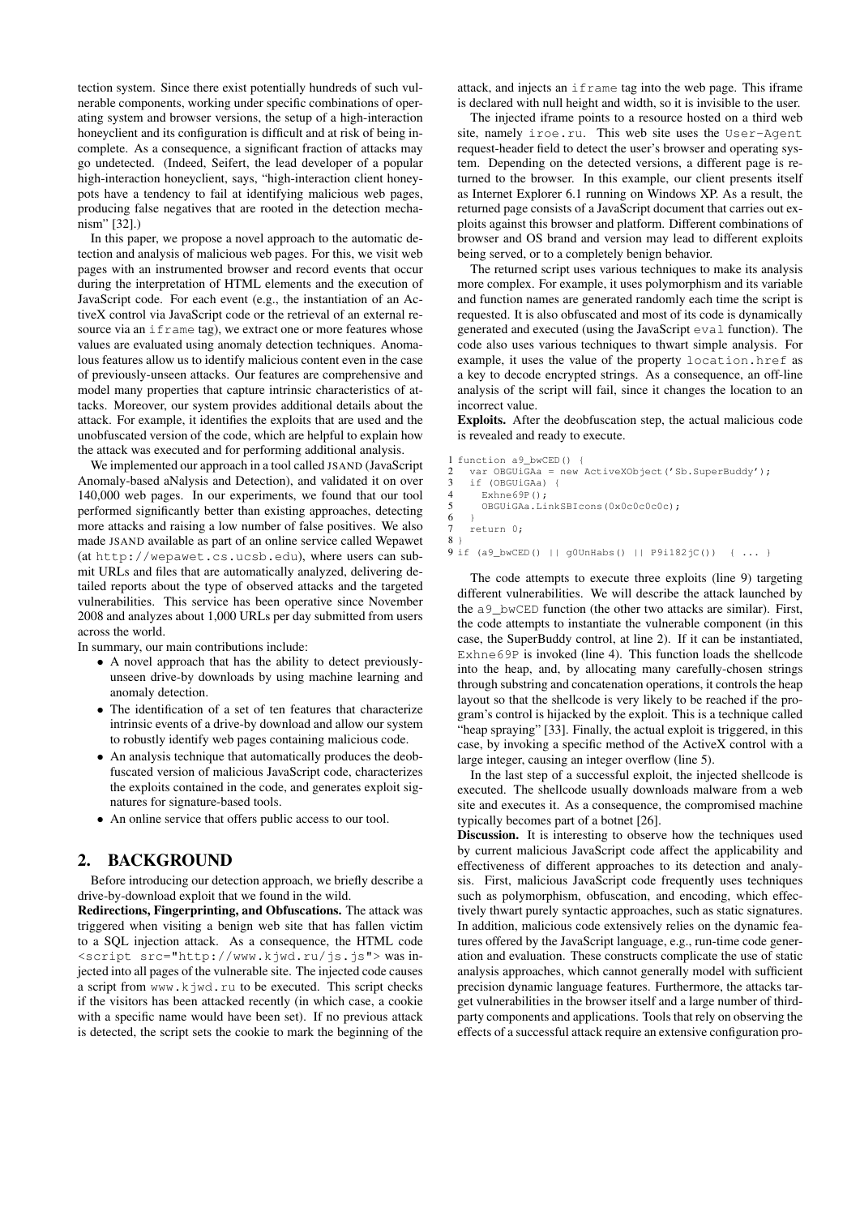tection system. Since there exist potentially hundreds of such vulnerable components, working under specific combinations of operating system and browser versions, the setup of a high-interaction honeyclient and its configuration is difficult and at risk of being incomplete. As a consequence, a significant fraction of attacks may go undetected. (Indeed, Seifert, the lead developer of a popular high-interaction honeyclient, says, "high-interaction client honeypots have a tendency to fail at identifying malicious web pages, producing false negatives that are rooted in the detection mechanism" [32].)

In this paper, we propose a novel approach to the automatic detection and analysis of malicious web pages. For this, we visit web pages with an instrumented browser and record events that occur during the interpretation of HTML elements and the execution of JavaScript code. For each event (e.g., the instantiation of an ActiveX control via JavaScript code or the retrieval of an external resource via an `iframe` tag), we extract one or more features whose values are evaluated using anomaly detection techniques. Anomalous features allow us to identify malicious content even in the case of previously-unseen attacks. Our features are comprehensive and model many properties that capture intrinsic characteristics of attacks. Moreover, our system provides additional details about the attack. For example, it identifies the exploits that are used and the unobfuscated version of the code, which are helpful to explain how the attack was executed and for performing additional analysis.

We implemented our approach in a tool called JSAND (JavaScript Anomaly-based aNalysis and Detection), and validated it on over 140,000 web pages. In our experiments, we found that our tool performed significantly better than existing approaches, detecting more attacks and raising a low number of false positives. We also made JSAND available as part of an online service called Wepawet (at `http://wepawet.cs.ucsb.edu`), where users can submit URLs and files that are automatically analyzed, delivering detailed reports about the type of observed attacks and the targeted vulnerabilities. This service has been operative since November 2008 and analyzes about 1,000 URLs per day submitted from users across the world.

In summary, our main contributions include:

- A novel approach that has the ability to detect previously-unseen drive-by downloads by using machine learning and anomaly detection.
- The identification of a set of ten features that characterize intrinsic events of a drive-by download and allow our system to robustly identify web pages containing malicious code.
- An analysis technique that automatically produces the deobfuscated version of malicious JavaScript code, characterizes the exploits contained in the code, and generates exploit signatures for signature-based tools.
- An online service that offers public access to our tool.

## 2. BACKGROUND

Before introducing our detection approach, we briefly describe a drive-by-download exploit that we found in the wild.

**Redirections, Fingerprinting, and Obfuscations.** The attack was triggered when visiting a benign web site that has fallen victim to a SQL injection attack. As a consequence, the HTML code `<script src="http://www.kjwd.ru/js.js">` was injected into all pages of the vulnerable site. The injected code causes a script from `www.kjwd.ru` to be executed. This script checks if the visitors has been attacked recently (in which case, a cookie with a specific name would have been set). If no previous attack is detected, the script sets the cookie to mark the beginning of the attack, and injects an `iframe` tag into the web page. This iframe is declared with null height and width, so it is invisible to the user.

The injected iframe points to a resource hosted on a third web site, namely `iroe.ru`. This web site uses the `User-Agent` request-header field to detect the user's browser and operating system. Depending on the detected versions, a different page is returned to the browser. In this example, our client presents itself as Internet Explorer 6.1 running on Windows XP. As a result, the returned page consists of a JavaScript document that carries out exploits against this browser and platform. Different combinations of browser and OS brand and version may lead to different exploits being served, or to a completely benign behavior.

The returned script uses various techniques to make its analysis more complex. For example, it uses polymorphism and its variable and function names are generated randomly each time the script is requested. It is also obfuscated and most of its code is dynamically generated and executed (using the JavaScript `eval` function). The code also uses various techniques to thwart simple analysis. For example, it uses the value of the property `location.href` as a key to decode encrypted strings. As a consequence, an off-line analysis of the script will fail, since it changes the location to an incorrect value.

**Exploits.** After the deobfuscation step, the actual malicious code is revealed and ready to execute.

```
1 function a9_bwCED() {
2   var OBGUiGAa = new ActiveXObject('Sb.SuperBuddy');
3   if (OBGUiGAa) {
4     Exhne69P();
5     OBGUiGAa.LinkSBIcons(0x0c0c0c0c);
6   }
7   return 0;
8 }
9 if (a9_bwCED() || g0UnHabs() || P9i182jC())  { ... }
```

The code attempts to execute three exploits (line 9) targeting different vulnerabilities. We will describe the attack launched by the `a9_bwCED` function (the other two attacks are similar). First, the code attempts to instantiate the vulnerable component (in this case, the SuperBuddy control, at line 2). If it can be instantiated, `Exhne69P` is invoked (line 4). This function loads the shellcode into the heap, and, by allocating many carefully-chosen strings through substring and concatenation operations, it controls the heap layout so that the shellcode is very likely to be reached if the program's control is hijacked by the exploit. This is a technique called "heap spraying" [33]. Finally, the actual exploit is triggered, in this case, by invoking a specific method of the ActiveX control with a large integer, causing an integer overflow (line 5).

In the last step of a successful exploit, the injected shellcode is executed. The shellcode usually downloads malware from a web site and executes it. As a consequence, the compromised machine typically becomes part of a botnet [26].

**Discussion.** It is interesting to observe how the techniques used by current malicious JavaScript code affect the applicability and effectiveness of different approaches to its detection and analysis. First, malicious JavaScript code frequently uses techniques such as polymorphism, obfuscation, and encoding, which effectively thwart purely syntactic approaches, such as static signatures. In addition, malicious code extensively relies on the dynamic features offered by the JavaScript language, e.g., run-time code generation and evaluation. These constructs complicate the use of static analysis approaches, which cannot generally model with sufficient precision dynamic language features. Furthermore, the attacks target vulnerabilities in the browser itself and a large number of third-party components and applications. Tools that rely on observing the effects of a successful attack require an extensive configuration pro-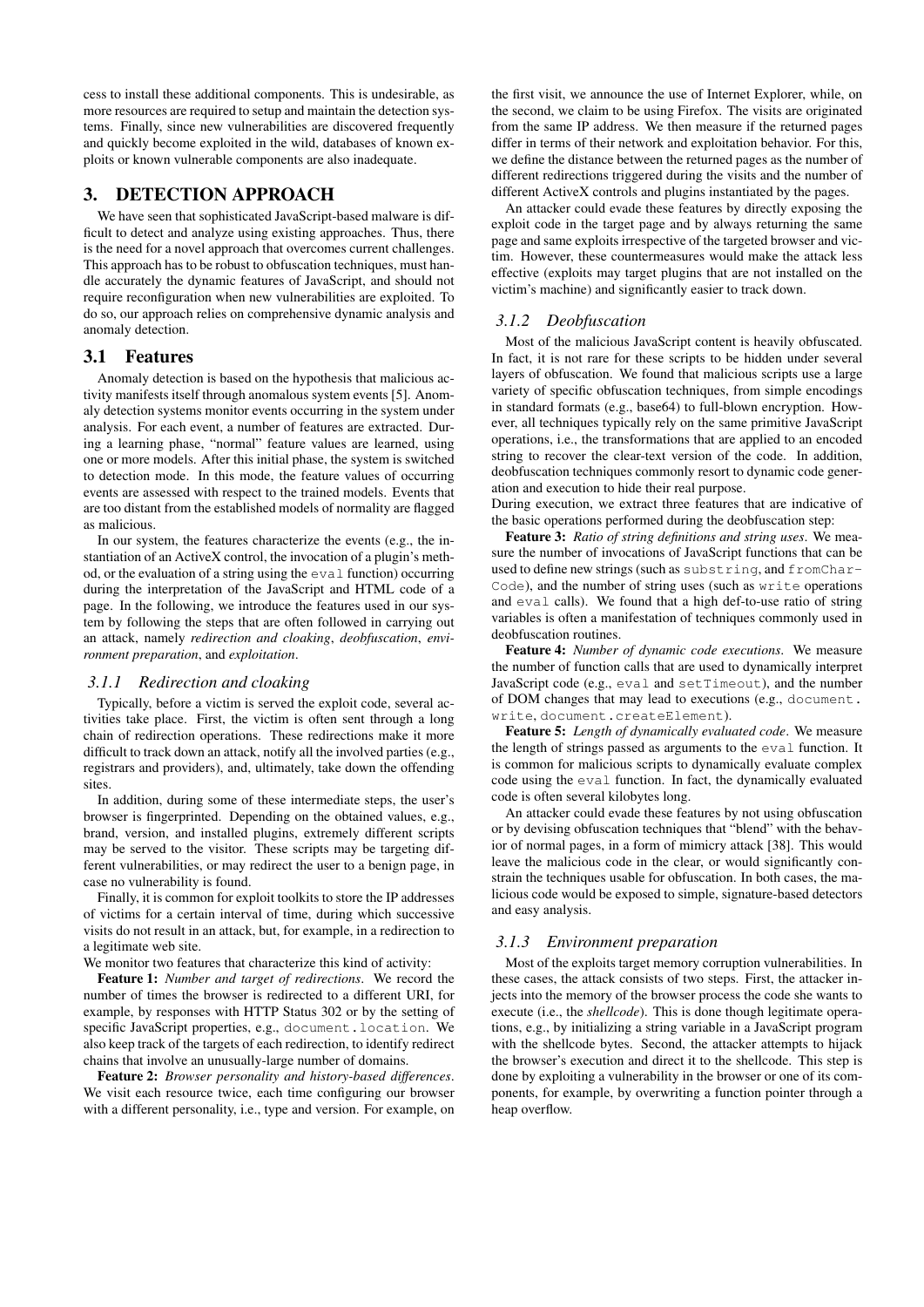cess to install these additional components. This is undesirable, as more resources are required to setup and maintain the detection systems. Finally, since new vulnerabilities are discovered frequently and quickly become exploited in the wild, databases of known exploits or known vulnerable components are also inadequate.

# 3. DETECTION APPROACH

We have seen that sophisticated JavaScript-based malware is difficult to detect and analyze using existing approaches. Thus, there is the need for a novel approach that overcomes current challenges. This approach has to be robust to obfuscation techniques, must handle accurately the dynamic features of JavaScript, and should not require reconfiguration when new vulnerabilities are exploited. To do so, our approach relies on comprehensive dynamic analysis and anomaly detection.

## 3.1 Features

Anomaly detection is based on the hypothesis that malicious activity manifests itself through anomalous system events [5]. Anomaly detection systems monitor events occurring in the system under analysis. For each event, a number of features are extracted. During a learning phase, "normal" feature values are learned, using one or more models. After this initial phase, the system is switched to detection mode. In this mode, the feature values of occurring events are assessed with respect to the trained models. Events that are too distant from the established models of normality are flagged as malicious.

In our system, the features characterize the events (e.g., the instantiation of an ActiveX control, the invocation of a plugin's method, or the evaluation of a string using the `eval` function) occurring during the interpretation of the JavaScript and HTML code of a page. In the following, we introduce the features used in our system by following the steps that are often followed in carrying out an attack, namely *redirection and cloaking*, *deobfuscation*, *environment preparation*, and *exploitation*.

### 3.1.1 Redirection and cloaking

Typically, before a victim is served the exploit code, several activities take place. First, the victim is often sent through a long chain of redirection operations. These redirections make it more difficult to track down an attack, notify all the involved parties (e.g., registrars and providers), and, ultimately, take down the offending sites.

In addition, during some of these intermediate steps, the user's browser is fingerprinted. Depending on the obtained values, e.g., brand, version, and installed plugins, extremely different scripts may be served to the visitor. These scripts may be targeting different vulnerabilities, or may redirect the user to a benign page, in case no vulnerability is found.

Finally, it is common for exploit toolkits to store the IP addresses of victims for a certain interval of time, during which successive visits do not result in an attack, but, for example, in a redirection to a legitimate web site.

We monitor two features that characterize this kind of activity:

**Feature 1:** *Number and target of redirections*. We record the number of times the browser is redirected to a different URI, for example, by responses with HTTP Status 302 or by the setting of specific JavaScript properties, e.g., `document.location`. We also keep track of the targets of each redirection, to identify redirect chains that involve an unusually-large number of domains.

**Feature 2:** *Browser personality and history-based differences*. We visit each resource twice, each time configuring our browser with a different personality, i.e., type and version. For example, on the first visit, we announce the use of Internet Explorer, while, on the second, we claim to be using Firefox. The visits are originated from the same IP address. We then measure if the returned pages differ in terms of their network and exploitation behavior. For this, we define the distance between the returned pages as the number of different redirections triggered during the visits and the number of different ActiveX controls and plugins instantiated by the pages.

An attacker could evade these features by directly exposing the exploit code in the target page and by always returning the same page and same exploits irrespective of the targeted browser and victim. However, these countermeasures would make the attack less effective (exploits may target plugins that are not installed on the victim's machine) and significantly easier to track down.

### 3.1.2 Deobfuscation

Most of the malicious JavaScript content is heavily obfuscated. In fact, it is not rare for these scripts to be hidden under several layers of obfuscation. We found that malicious scripts use a large variety of specific obfuscation techniques, from simple encodings in standard formats (e.g., base64) to full-blown encryption. However, all techniques typically rely on the same primitive JavaScript operations, i.e., the transformations that are applied to an encoded string to recover the clear-text version of the code. In addition, deobfuscation techniques commonly resort to dynamic code generation and execution to hide their real purpose.

During execution, we extract three features that are indicative of the basic operations performed during the deobfuscation step:

**Feature 3:** *Ratio of string definitions and string uses*. We measure the number of invocations of JavaScript functions that can be used to define new strings (such as `substring`, and `fromCharCode`), and the number of string uses (such as `write` operations and `eval` calls). We found that a high def-to-use ratio of string variables is often a manifestation of techniques commonly used in deobfuscation routines.

**Feature 4:** *Number of dynamic code executions*. We measure the number of function calls that are used to dynamically interpret JavaScript code (e.g., `eval` and `setTimeout`), and the number of DOM changes that may lead to executions (e.g., `document.write`, `document.createElement`).

**Feature 5:** *Length of dynamically evaluated code*. We measure the length of strings passed as arguments to the `eval` function. It is common for malicious scripts to dynamically evaluate complex code using the `eval` function. In fact, the dynamically evaluated code is often several kilobytes long.

An attacker could evade these features by not using obfuscation or by devising obfuscation techniques that "blend" with the behavior of normal pages, in a form of mimicry attack [38]. This would leave the malicious code in the clear, or would significantly constrain the techniques usable for obfuscation. In both cases, the malicious code would be exposed to simple, signature-based detectors and easy analysis.

### 3.1.3 Environment preparation

Most of the exploits target memory corruption vulnerabilities. In these cases, the attack consists of two steps. First, the attacker injects into the memory of the browser process the code she wants to execute (i.e., the *shellcode*). This is done though legitimate operations, e.g., by initializing a string variable in a JavaScript program with the shellcode bytes. Second, the attacker attempts to hijack the browser's execution and direct it to the shellcode. This step is done by exploiting a vulnerability in the browser or one of its components, for example, by overwriting a function pointer through a heap overflow.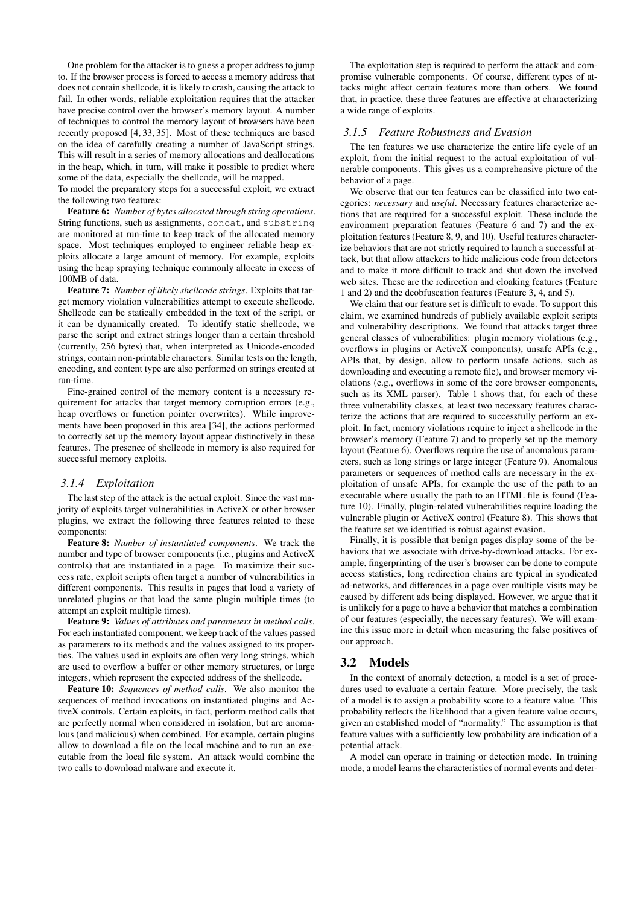One problem for the attacker is to guess a proper address to jump to. If the browser process is forced to access a memory address that does not contain shellcode, it is likely to crash, causing the attack to fail. In other words, reliable exploitation requires that the attacker have precise control over the browser's memory layout. A number of techniques to control the memory layout of browsers have been recently proposed [4, 33, 35]. Most of these techniques are based on the idea of carefully creating a number of JavaScript strings. This will result in a series of memory allocations and deallocations in the heap, which, in turn, will make it possible to predict where some of the data, especially the shellcode, will be mapped.

To model the preparatory steps for a successful exploit, we extract the following two features:

**Feature 6:** *Number of bytes allocated through string operations*. String functions, such as assignments, `concat`, and `substring` are monitored at run-time to keep track of the allocated memory space. Most techniques employed to engineer reliable heap exploits allocate a large amount of memory. For example, exploits using the heap spraying technique commonly allocate in excess of 100MB of data.

**Feature 7:** *Number of likely shellcode strings*. Exploits that target memory violation vulnerabilities attempt to execute shellcode. Shellcode can be statically embedded in the text of the script, or it can be dynamically created. To identify static shellcode, we parse the script and extract strings longer than a certain threshold (currently, 256 bytes) that, when interpreted as Unicode-encoded strings, contain non-printable characters. Similar tests on the length, encoding, and content type are also performed on strings created at run-time.

Fine-grained control of the memory content is a necessary requirement for attacks that target memory corruption errors (e.g., heap overflows or function pointer overwrites). While improvements have been proposed in this area [34], the actions performed to correctly set up the memory layout appear distinctively in these features. The presence of shellcode in memory is also required for successful memory exploits.

### 3.1.4 Exploitation

The last step of the attack is the actual exploit. Since the vast majority of exploits target vulnerabilities in ActiveX or other browser plugins, we extract the following three features related to these components:

**Feature 8:** *Number of instantiated components*. We track the number and type of browser components (i.e., plugins and ActiveX controls) that are instantiated in a page. To maximize their success rate, exploit scripts often target a number of vulnerabilities in different components. This results in pages that load a variety of unrelated plugins or that load the same plugin multiple times (to attempt an exploit multiple times).

**Feature 9:** *Values of attributes and parameters in method calls*. For each instantiated component, we keep track of the values passed as parameters to its methods and the values assigned to its properties. The values used in exploits are often very long strings, which are used to overflow a buffer or other memory structures, or large integers, which represent the expected address of the shellcode.

**Feature 10:** *Sequences of method calls*. We also monitor the sequences of method invocations on instantiated plugins and ActiveX controls. Certain exploits, in fact, perform method calls that are perfectly normal when considered in isolation, but are anomalous (and malicious) when combined. For example, certain plugins allow to download a file on the local machine and to run an executable from the local file system. An attack would combine the two calls to download malware and execute it.

The exploitation step is required to perform the attack and compromise vulnerable components. Of course, different types of attacks might affect certain features more than others. We found that, in practice, these three features are effective at characterizing a wide range of exploits.

### 3.1.5 Feature Robustness and Evasion

The ten features we use characterize the entire life cycle of an exploit, from the initial request to the actual exploitation of vulnerable components. This gives us a comprehensive picture of the behavior of a page.

We observe that our ten features can be classified into two categories: *necessary* and *useful*. Necessary features characterize actions that are required for a successful exploit. These include the environment preparation features (Feature 6 and 7) and the exploitation features (Feature 8, 9, and 10). Useful features characterize behaviors that are not strictly required to launch a successful attack, but that allow attackers to hide malicious code from detectors and to make it more difficult to track and shut down the involved web sites. These are the redirection and cloaking features (Feature 1 and 2) and the deobfuscation features (Feature 3, 4, and 5).

We claim that our feature set is difficult to evade. To support this claim, we examined hundreds of publicly available exploit scripts and vulnerability descriptions. We found that attacks target three general classes of vulnerabilities: plugin memory violations (e.g., overflows in plugins or ActiveX components), unsafe APIs (e.g., APIs that, by design, allow to perform unsafe actions, such as downloading and executing a remote file), and browser memory violations (e.g., overflows in some of the core browser components, such as its XML parser). Table 1 shows that, for each of these three vulnerability classes, at least two necessary features characterize the actions that are required to successfully perform an exploit. In fact, memory violations require to inject a shellcode in the browser's memory (Feature 7) and to properly set up the memory layout (Feature 6). Overflows require the use of anomalous parameters, such as long strings or large integer (Feature 9). Anomalous parameters or sequences of method calls are necessary in the exploitation of unsafe APIs, for example the use of the path to an executable where usually the path to an HTML file is found (Feature 10). Finally, plugin-related vulnerabilities require loading the vulnerable plugin or ActiveX control (Feature 8). This shows that the feature set we identified is robust against evasion.

Finally, it is possible that benign pages display some of the behaviors that we associate with drive-by-download attacks. For example, fingerprinting of the user's browser can be done to compute access statistics, long redirection chains are typical in syndicated ad-networks, and differences in a page over multiple visits may be caused by different ads being displayed. However, we argue that it is unlikely for a page to have a behavior that matches a combination of our features (especially, the necessary features). We will examine this issue more in detail when measuring the false positives of our approach.

## 3.2 Models

In the context of anomaly detection, a model is a set of procedures used to evaluate a certain feature. More precisely, the task of a model is to assign a probability score to a feature value. This probability reflects the likelihood that a given feature value occurs, given an established model of "normality." The assumption is that feature values with a sufficiently low probability are indication of a potential attack.

A model can operate in training or detection mode. In training mode, a model learns the characteristics of normal events and deter-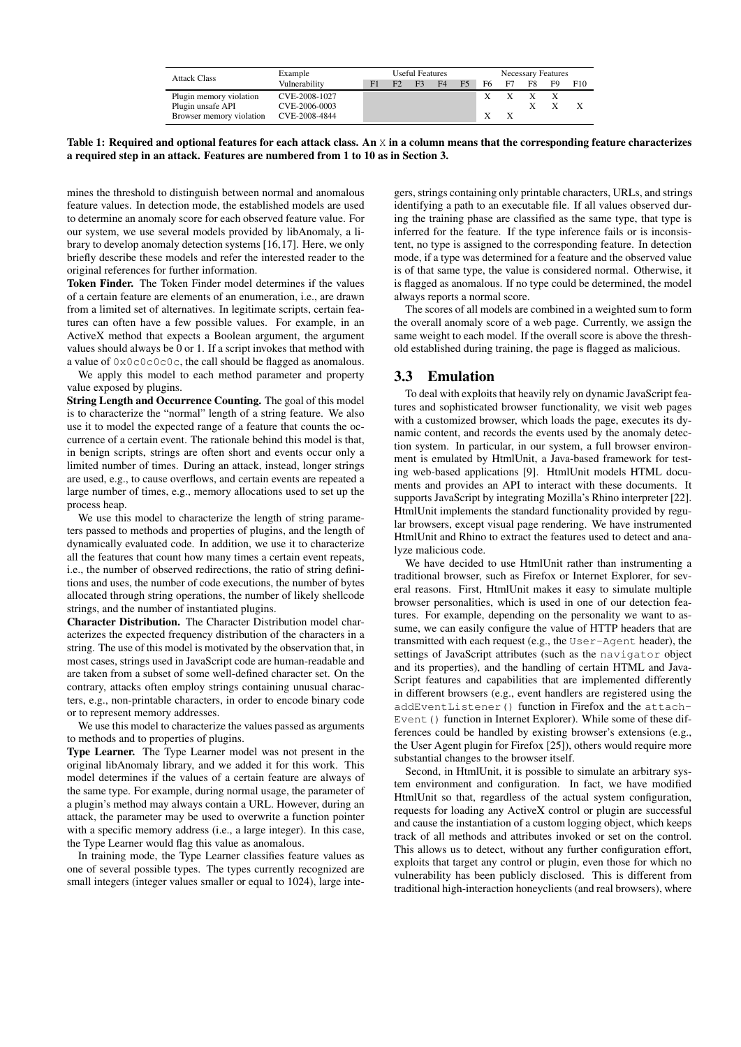| Attack Class | Example Vulnerability | Useful Features | | | | | Necessary Features | | | | |
|---|---|---|---|---|---|---|---|---|---|---|---|
| | | F1 | F2 | F3 | F4 | F5 | F6 | F7 | F8 | F9 | F10 |
| Plugin memory violation | CVE-2008-1027 | | | | | | X | X | X | X | |
| Plugin unsafe API | CVE-2006-0003 | | | | | | | | X | X | X |
| Browser memory violation | CVE-2008-4844 | | | | | | X | X | | | |

**Table 1: Required and optional features for each attack class. An X in a column means that the corresponding feature characterizes a required step in an attack. Features are numbered from 1 to 10 as in Section 3.**

mines the threshold to distinguish between normal and anomalous feature values. In detection mode, the established models are used to determine an anomaly score for each observed feature value. For our system, we use several models provided by libAnomaly, a library to develop anomaly detection systems [16,17]. Here, we only briefly describe these models and refer the interested reader to the original references for further information.

**Token Finder.** The Token Finder model determines if the values of a certain feature are elements of an enumeration, i.e., are drawn from a limited set of alternatives. In legitimate scripts, certain features can often have a few possible values. For example, in an ActiveX method that expects a Boolean argument, the argument values should always be 0 or 1. If a script invokes that method with a value of `0x0c0c0c0c`, the call should be flagged as anomalous.

We apply this model to each method parameter and property value exposed by plugins.

**String Length and Occurrence Counting.** The goal of this model is to characterize the "normal" length of a string feature. We also use it to model the expected range of a feature that counts the occurrence of a certain event. The rationale behind this model is that, in benign scripts, strings are often short and events occur only a limited number of times. During an attack, instead, longer strings are used, e.g., to cause overflows, and certain events are repeated a large number of times, e.g., memory allocations used to set up the process heap.

We use this model to characterize the length of string parameters passed to methods and properties of plugins, and the length of dynamically evaluated code. In addition, we use it to characterize all the features that count how many times a certain event repeats, i.e., the number of observed redirections, the ratio of string definitions and uses, the number of code executions, the number of bytes allocated through string operations, the number of likely shellcode strings, and the number of instantiated plugins.

**Character Distribution.** The Character Distribution model characterizes the expected frequency distribution of the characters in a string. The use of this model is motivated by the observation that, in most cases, strings used in JavaScript code are human-readable and are taken from a subset of some well-defined character set. On the contrary, attacks often employ strings containing unusual characters, e.g., non-printable characters, in order to encode binary code or to represent memory addresses.

We use this model to characterize the values passed as arguments to methods and to properties of plugins.

**Type Learner.** The Type Learner model was not present in the original libAnomaly library, and we added it for this work. This model determines if the values of a certain feature are always of the same type. For example, during normal usage, the parameter of a plugin's method may always contain a URL. However, during an attack, the parameter may be used to overwrite a function pointer with a specific memory address (i.e., a large integer). In this case, the Type Learner would flag this value as anomalous.

In training mode, the Type Learner classifies feature values as one of several possible types. The types currently recognized are small integers (integer values smaller or equal to 1024), large integers, strings containing only printable characters, URLs, and strings identifying a path to an executable file. If all values observed during the training phase are classified as the same type, that type is inferred for the feature. If the type inference fails or is inconsistent, no type is assigned to the corresponding feature. In detection mode, if a type was determined for a feature and the observed value is of that same type, the value is considered normal. Otherwise, it is flagged as anomalous. If no type could be determined, the model always reports a normal score.

The scores of all models are combined in a weighted sum to form the overall anomaly score of a web page. Currently, we assign the same weight to each model. If the overall score is above the threshold established during training, the page is flagged as malicious.

## 3.3 Emulation

To deal with exploits that heavily rely on dynamic JavaScript features and sophisticated browser functionality, we visit web pages with a customized browser, which loads the page, executes its dynamic content, and records the events used by the anomaly detection system. In particular, in our system, a full browser environment is emulated by HtmlUnit, a Java-based framework for testing web-based applications [9]. HtmlUnit models HTML documents and provides an API to interact with these documents. It supports JavaScript by integrating Mozilla's Rhino interpreter [22]. HtmlUnit implements the standard functionality provided by regular browsers, except visual page rendering. We have instrumented HtmlUnit and Rhino to extract the features used to detect and analyze malicious code.

We have decided to use HtmlUnit rather than instrumenting a traditional browser, such as Firefox or Internet Explorer, for several reasons. First, HtmlUnit makes it easy to simulate multiple browser personalities, which is used in one of our detection features. For example, depending on the personality we want to assume, we can easily configure the value of HTTP headers that are transmitted with each request (e.g., the `User-Agent` header), the settings of JavaScript attributes (such as the `navigator` object and its properties), and the handling of certain HTML and JavaScript features and capabilities that are implemented differently in different browsers (e.g., event handlers are registered using the `addEventListener()` function in Firefox and the `attachEvent()` function in Internet Explorer). While some of these differences could be handled by existing browser's extensions (e.g., the User Agent plugin for Firefox [25]), others would require more substantial changes to the browser itself.

Second, in HtmlUnit, it is possible to simulate an arbitrary system environment and configuration. In fact, we have modified HtmlUnit so that, regardless of the actual system configuration, requests for loading any ActiveX control or plugin are successful and cause the instantiation of a custom logging object, which keeps track of all methods and attributes invoked or set on the control. This allows us to detect, without any further configuration effort, exploits that target any control or plugin, even those for which no vulnerability has been publicly disclosed. This is different from traditional high-interaction honeyclients (and real browsers), where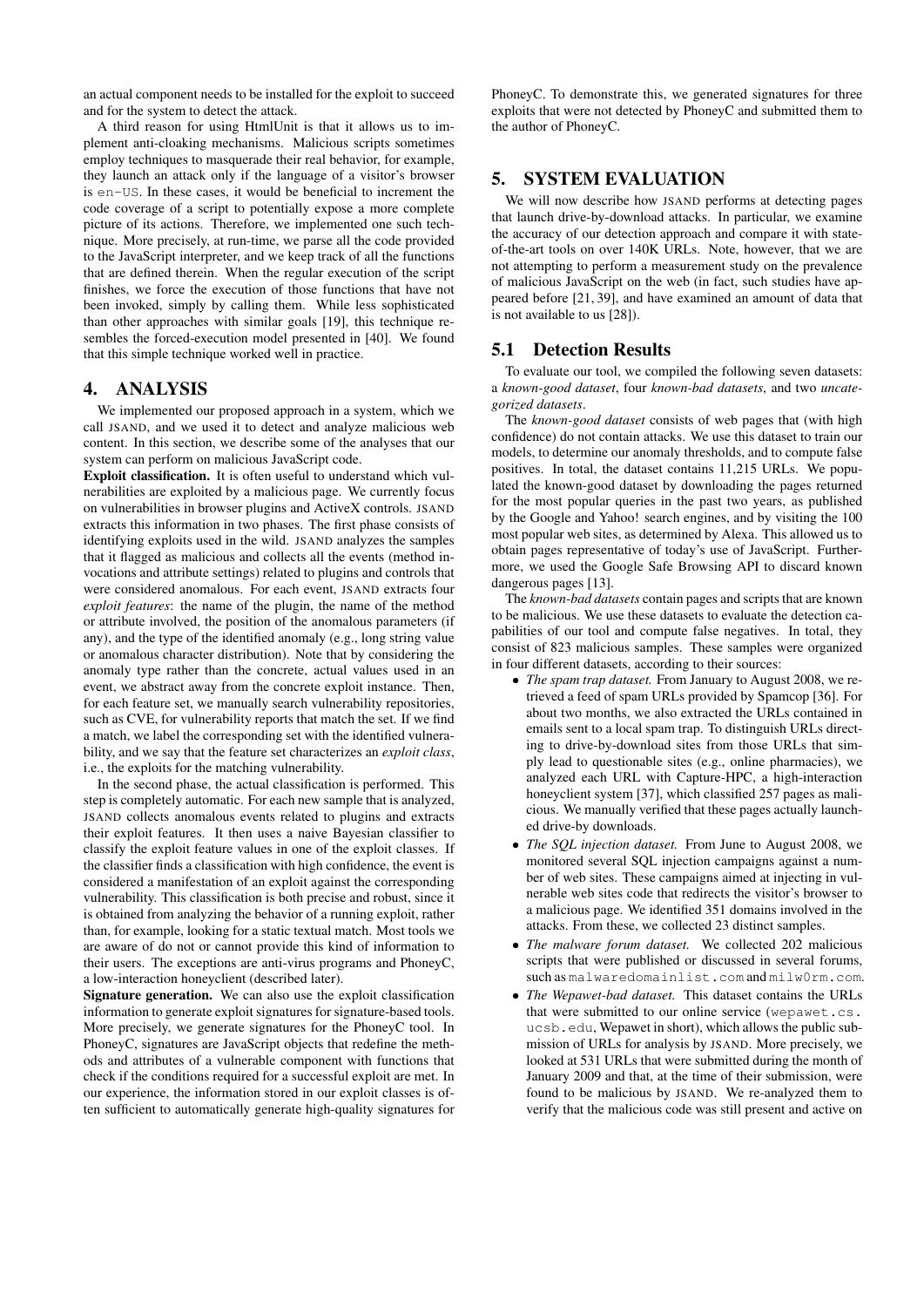an actual component needs to be installed for the exploit to succeed and for the system to detect the attack.

A third reason for using HtmlUnit is that it allows us to implement anti-cloaking mechanisms. Malicious scripts sometimes employ techniques to masquerade their real behavior, for example, they launch an attack only if the language of a visitor's browser is `en-US`. In these cases, it would be beneficial to increment the code coverage of a script to potentially expose a more complete picture of its actions. Therefore, we implemented one such technique. More precisely, at run-time, we parse all the code provided to the JavaScript interpreter, and we keep track of all the functions that are defined therein. When the regular execution of the script finishes, we force the execution of those functions that have not been invoked, simply by calling them. While less sophisticated than other approaches with similar goals [19], this technique resembles the forced-execution model presented in [40]. We found that this simple technique worked well in practice.

# 4. ANALYSIS

We implemented our proposed approach in a system, which we call JSAND, and we used it to detect and analyze malicious web content. In this section, we describe some of the analyses that our system can perform on malicious JavaScript code.

**Exploit classification.** It is often useful to understand which vulnerabilities are exploited by a malicious page. We currently focus on vulnerabilities in browser plugins and ActiveX controls. JSAND extracts this information in two phases. The first phase consists of identifying exploits used in the wild. JSAND analyzes the samples that it flagged as malicious and collects all the events (method invocations and attribute settings) related to plugins and controls that were considered anomalous. For each event, JSAND extracts four *exploit features*: the name of the plugin, the name of the method or attribute involved, the position of the anomalous parameters (if any), and the type of the identified anomaly (e.g., long string value or anomalous character distribution). Note that by considering the anomaly type rather than the concrete, actual values used in an event, we abstract away from the concrete exploit instance. Then, for each feature set, we manually search vulnerability repositories, such as CVE, for vulnerability reports that match the set. If we find a match, we label the corresponding set with the identified vulnerability, and we say that the feature set characterizes an *exploit class*, i.e., the exploits for the matching vulnerability.

In the second phase, the actual classification is performed. This step is completely automatic. For each new sample that is analyzed, JSAND collects anomalous events related to plugins and extracts their exploit features. It then uses a naive Bayesian classifier to classify the exploit feature values in one of the exploit classes. If the classifier finds a classification with high confidence, the event is considered a manifestation of an exploit against the corresponding vulnerability. This classification is both precise and robust, since it is obtained from analyzing the behavior of a running exploit, rather than, for example, looking for a static textual match. Most tools we are aware of do not or cannot provide this kind of information to their users. The exceptions are anti-virus programs and PhoneyC, a low-interaction honeyclient (described later).

**Signature generation.** We can also use the exploit classification information to generate exploit signatures for signature-based tools. More precisely, we generate signatures for the PhoneyC tool. In PhoneyC, signatures are JavaScript objects that redefine the methods and attributes of a vulnerable component with functions that check if the conditions required for a successful exploit are met. In our experience, the information stored in our exploit classes is often sufficient to automatically generate high-quality signatures for PhoneyC. To demonstrate this, we generated signatures for three exploits that were not detected by PhoneyC and submitted them to the author of PhoneyC.

# 5. SYSTEM EVALUATION

We will now describe how JSAND performs at detecting pages that launch drive-by-download attacks. In particular, we examine the accuracy of our detection approach and compare it with state-of-the-art tools on over 140K URLs. Note, however, that we are not attempting to perform a measurement study on the prevalence of malicious JavaScript on the web (in fact, such studies have appeared before [21, 39], and have examined an amount of data that is not available to us [28]).

## 5.1 Detection Results

To evaluate our tool, we compiled the following seven datasets: a *known-good dataset*, four *known-bad datasets*, and two *uncategorized datasets*.

The *known-good dataset* consists of web pages that (with high confidence) do not contain attacks. We use this dataset to train our models, to determine our anomaly thresholds, and to compute false positives. In total, the dataset contains 11,215 URLs. We populated the known-good dataset by downloading the pages returned for the most popular queries in the past two years, as published by the Google and Yahoo! search engines, and by visiting the 100 most popular web sites, as determined by Alexa. This allowed us to obtain pages representative of today's use of JavaScript. Furthermore, we used the Google Safe Browsing API to discard known dangerous pages [13].

The *known-bad datasets* contain pages and scripts that are known to be malicious. We use these datasets to evaluate the detection capabilities of our tool and compute false negatives. In total, they consist of 823 malicious samples. These samples were organized in four different datasets, according to their sources:

- *The spam trap dataset.* From January to August 2008, we retrieved a feed of spam URLs provided by Spamcop [36]. For about two months, we also extracted the URLs contained in emails sent to a local spam trap. To distinguish URLs directing to drive-by-download sites from those URLs that simply lead to questionable sites (e.g., online pharmacies), we analyzed each URL with Capture-HPC, a high-interaction honeyclient system [37], which classified 257 pages as malicious. We manually verified that these pages actually launched drive-by downloads.
- *The SQL injection dataset.* From June to August 2008, we monitored several SQL injection campaigns against a number of web sites. These campaigns aimed at injecting in vulnerable web sites code that redirects the visitor's browser to a malicious page. We identified 351 domains involved in the attacks. From these, we collected 23 distinct samples.
- *The malware forum dataset.* We collected 202 malicious scripts that were published or discussed in several forums, such as `malwaredomainlist.com` and `milw0rm.com`.
- *The Wepawet-bad dataset.* This dataset contains the URLs that were submitted to our online service (`wepawet.cs.ucsb.edu`, Wepawet in short), which allows the public submission of URLs for analysis by JSAND. More precisely, we looked at 531 URLs that were submitted during the month of January 2009 and that, at the time of their submission, were found to be malicious by JSAND. We re-analyzed them to verify that the malicious code was still present and active on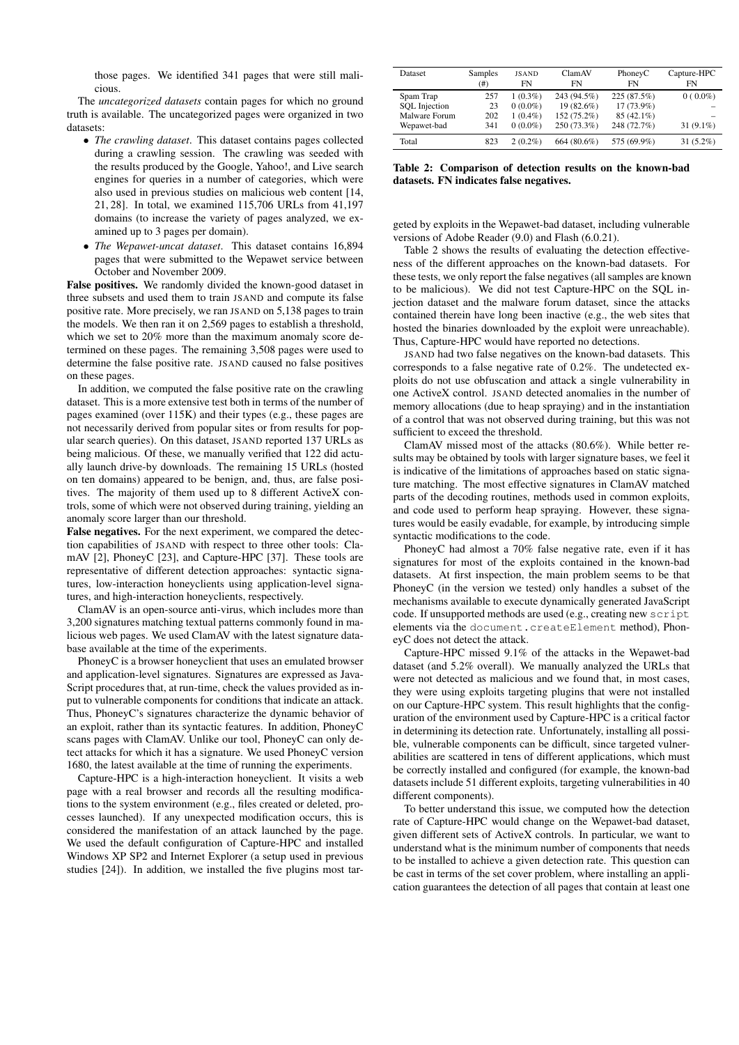those pages. We identified 341 pages that were still malicious.

The *uncategorized datasets* contain pages for which no ground truth is available. The uncategorized pages were organized in two datasets:

- *The crawling dataset*. This dataset contains pages collected during a crawling session. The crawling was seeded with the results produced by the Google, Yahoo!, and Live search engines for queries in a number of categories, which were also used in previous studies on malicious web content [14, 21, 28]. In total, we examined 115,706 URLs from 41,197 domains (to increase the variety of pages analyzed, we examined up to 3 pages per domain).
- *The Wepawet-uncat dataset*. This dataset contains 16,894 pages that were submitted to the Wepawet service between October and November 2009.

**False positives.** We randomly divided the known-good dataset in three subsets and used them to train JSAND and compute its false positive rate. More precisely, we ran JSAND on 5,138 pages to train the models. We then ran it on 2,569 pages to establish a threshold, which we set to 20% more than the maximum anomaly score determined on these pages. The remaining 3,508 pages were used to determine the false positive rate. JSAND caused no false positives on these pages.

In addition, we computed the false positive rate on the crawling dataset. This is a more extensive test both in terms of the number of pages examined (over 115K) and their types (e.g., these pages are not necessarily derived from popular sites or from results for popular search queries). On this dataset, JSAND reported 137 URLs as being malicious. Of these, we manually verified that 122 did actually launch drive-by downloads. The remaining 15 URLs (hosted on ten domains) appeared to be benign, and, thus, are false positives. The majority of them used up to 8 different ActiveX controls, some of which were not observed during training, yielding an anomaly score larger than our threshold.

**False negatives.** For the next experiment, we compared the detection capabilities of JSAND with respect to three other tools: ClamAV [2], PhoneyC [23], and Capture-HPC [37]. These tools are representative of different detection approaches: syntactic signatures, low-interaction honeyclients using application-level signatures, and high-interaction honeyclients, respectively.

ClamAV is an open-source anti-virus, which includes more than 3,200 signatures matching textual patterns commonly found in malicious web pages. We used ClamAV with the latest signature database available at the time of the experiments.

PhoneyC is a browser honeyclient that uses an emulated browser and application-level signatures. Signatures are expressed as JavaScript procedures that, at run-time, check the values provided as input to vulnerable components for conditions that indicate an attack. Thus, PhoneyC's signatures characterize the dynamic behavior of an exploit, rather than its syntactic features. In addition, PhoneyC scans pages with ClamAV. Unlike our tool, PhoneyC can only detect attacks for which it has a signature. We used PhoneyC version 1680, the latest available at the time of running the experiments.

Capture-HPC is a high-interaction honeyclient. It visits a web page with a real browser and records all the resulting modifications to the system environment (e.g., files created or deleted, processes launched). If any unexpected modification occurs, this is considered the manifestation of an attack launched by the page. We used the default configuration of Capture-HPC and installed Windows XP SP2 and Internet Explorer (a setup used in previous studies [24]). In addition, we installed the five plugins most targeted by exploits in the Wepawet-bad dataset, including vulnerable versions of Adobe Reader (9.0) and Flash (6.0.21).

| Dataset | Samples (#) | JSAND FN | ClamAV FN | PhoneyC FN | Capture-HPC FN |
|---|---|---|---|---|---|
| Spam Trap | 257 | 1 (0.3%) | 243 (94.5%) | 225 (87.5%) | 0 ( 0.0%) |
| SQL Injection | 23 | 0 (0.0%) | 19 (82.6%) | 17 (73.9%) | – |
| Malware Forum | 202 | 1 (0.4%) | 152 (75.2%) | 85 (42.1%) | – |
| Wepawet-bad | 341 | 0 (0.0%) | 250 (73.3%) | 248 (72.7%) | 31 (9.1%) |
| Total | 823 | 2 (0.2%) | 664 (80.6%) | 575 (69.9%) | 31 (5.2%) |

**Table 2: Comparison of detection results on the known-bad datasets. FN indicates false negatives.**

Table 2 shows the results of evaluating the detection effectiveness of the different approaches on the known-bad datasets. For these tests, we only report the false negatives (all samples are known to be malicious). We did not test Capture-HPC on the SQL injection dataset and the malware forum dataset, since the attacks contained therein have long been inactive (e.g., the web sites that hosted the binaries downloaded by the exploit were unreachable). Thus, Capture-HPC would have reported no detections.

JSAND had two false negatives on the known-bad datasets. This corresponds to a false negative rate of 0.2%. The undetected exploits do not use obfuscation and attack a single vulnerability in one ActiveX control. JSAND detected anomalies in the number of memory allocations (due to heap spraying) and in the instantiation of a control that was not observed during training, but this was not sufficient to exceed the threshold.

ClamAV missed most of the attacks (80.6%). While better results may be obtained by tools with larger signature bases, we feel it is indicative of the limitations of approaches based on static signature matching. The most effective signatures in ClamAV matched parts of the decoding routines, methods used in common exploits, and code used to perform heap spraying. However, these signatures would be easily evadable, for example, by introducing simple syntactic modifications to the code.

PhoneyC had almost a 70% false negative rate, even if it has signatures for most of the exploits contained in the known-bad datasets. At first inspection, the main problem seems to be that PhoneyC (in the version we tested) only handles a subset of the mechanisms available to execute dynamically generated JavaScript code. If unsupported methods are used (e.g., creating new `script` elements via the `document.createElement` method), PhoneyC does not detect the attack.

Capture-HPC missed 9.1% of the attacks in the Wepawet-bad dataset (and 5.2% overall). We manually analyzed the URLs that were not detected as malicious and we found that, in most cases, they were using exploits targeting plugins that were not installed on our Capture-HPC system. This result highlights that the configuration of the environment used by Capture-HPC is a critical factor in determining its detection rate. Unfortunately, installing all possible, vulnerable components can be difficult, since targeted vulnerabilities are scattered in tens of different applications, which must be correctly installed and configured (for example, the known-bad datasets include 51 different exploits, targeting vulnerabilities in 40 different components).

To better understand this issue, we computed how the detection rate of Capture-HPC would change on the Wepawet-bad dataset, given different sets of ActiveX controls. In particular, we want to understand what is the minimum number of components that needs to be installed to achieve a given detection rate. This question can be cast in terms of the set cover problem, where installing an application guarantees the detection of all pages that contain at least one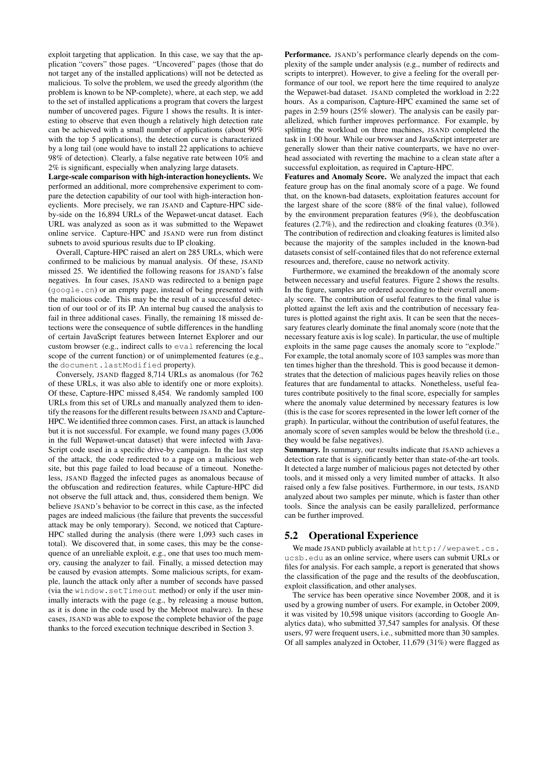exploit targeting that application. In this case, we say that the application "covers" those pages. "Uncovered" pages (those that do not target any of the installed applications) will not be detected as malicious. To solve the problem, we used the greedy algorithm (the problem is known to be NP-complete), where, at each step, we add to the set of installed applications a program that covers the largest number of uncovered pages. Figure 1 shows the results. It is interesting to observe that even though a relatively high detection rate can be achieved with a small number of applications (about 90% with the top 5 applications), the detection curve is characterized by a long tail (one would have to install 22 applications to achieve 98% of detection). Clearly, a false negative rate between 10% and 2% is significant, especially when analyzing large datasets.

**Large-scale comparison with high-interaction honeyclients.** We performed an additional, more comprehensive experiment to compare the detection capability of our tool with high-interaction honeyclients. More precisely, we ran JSAND and Capture-HPC side-by-side on the 16,894 URLs of the Wepawet-uncat dataset. Each URL was analyzed as soon as it was submitted to the Wepawet online service. Capture-HPC and JSAND were run from distinct subnets to avoid spurious results due to IP cloaking.

Overall, Capture-HPC raised an alert on 285 URLs, which were confirmed to be malicious by manual analysis. Of these, JSAND missed 25. We identified the following reasons for JSAND's false negatives. In four cases, JSAND was redirected to a benign page (`google.cn`) or an empty page, instead of being presented with the malicious code. This may be the result of a successful detection of our tool or of its IP. An internal bug caused the analysis to fail in three additional cases. Finally, the remaining 18 missed detections were the consequence of subtle differences in the handling of certain JavaScript features between Internet Explorer and our custom browser (e.g., indirect calls to `eval` referencing the local scope of the current function) or of unimplemented features (e.g., the `document.lastModified` property).

Conversely, JSAND flagged 8,714 URLs as anomalous (for 762 of these URLs, it was also able to identify one or more exploits). Of these, Capture-HPC missed 8,454. We randomly sampled 100 URLs from this set of URLs and manually analyzed them to identify the reasons for the different results between JSAND and Capture-HPC. We identified three common cases. First, an attack is launched but it is not successful. For example, we found many pages (3,006 in the full Wepawet-uncat dataset) that were infected with JavaScript code used in a specific drive-by campaign. In the last step of the attack, the code redirected to a page on a malicious web site, but this page failed to load because of a timeout. Nonetheless, JSAND flagged the infected pages as anomalous because of the obfuscation and redirection features, while Capture-HPC did not observe the full attack and, thus, considered them benign. We believe JSAND's behavior to be correct in this case, as the infected pages are indeed malicious (the failure that prevents the successful attack may be only temporary). Second, we noticed that Capture-HPC stalled during the analysis (there were 1,093 such cases in total). We discovered that, in some cases, this may be the consequence of an unreliable exploit, e.g., one that uses too much memory, causing the analyzer to fail. Finally, a missed detection may be caused by evasion attempts. Some malicious scripts, for example, launch the attack only after a number of seconds have passed (via the `window.setTimeout` method) or only if the user minimally interacts with the page (e.g., by releasing a mouse button, as it is done in the code used by the Mebroot malware). In these cases, JSAND was able to expose the complete behavior of the page thanks to the forced execution technique described in Section 3.

**Performance.** JSAND's performance clearly depends on the complexity of the sample under analysis (e.g., number of redirects and scripts to interpret). However, to give a feeling for the overall performance of our tool, we report here the time required to analyze the Wepawet-bad dataset. JSAND completed the workload in 2:22 hours. As a comparison, Capture-HPC examined the same set of pages in 2:59 hours (25% slower). The analysis can be easily parallelized, which further improves performance. For example, by splitting the workload on three machines, JSAND completed the task in 1:00 hour. While our browser and JavaScript interpreter are generally slower than their native counterparts, we have no overhead associated with reverting the machine to a clean state after a successful exploitation, as required in Capture-HPC.

**Features and Anomaly Score.** We analyzed the impact that each feature group has on the final anomaly score of a page. We found that, on the known-bad datasets, exploitation features account for the largest share of the score (88% of the final value), followed by the environment preparation features (9%), the deobfuscation features (2.7%), and the redirection and cloaking features (0.3%). The contribution of redirection and cloaking features is limited also because the majority of the samples included in the known-bad datasets consist of self-contained files that do not reference external resources and, therefore, cause no network activity.

Furthermore, we examined the breakdown of the anomaly score between necessary and useful features. Figure 2 shows the results. In the figure, samples are ordered according to their overall anomaly score. The contribution of useful features to the final value is plotted against the left axis and the contribution of necessary features is plotted against the right axis. It can be seen that the necessary features clearly dominate the final anomaly score (note that the necessary feature axis is log scale). In particular, the use of multiple exploits in the same page causes the anomaly score to "explode." For example, the total anomaly score of 103 samples was more than ten times higher than the threshold. This is good because it demonstrates that the detection of malicious pages heavily relies on those features that are fundamental to attacks. Nonetheless, useful features contribute positively to the final score, especially for samples where the anomaly value determined by necessary features is low (this is the case for scores represented in the lower left corner of the graph). In particular, without the contribution of useful features, the anomaly score of seven samples would be below the threshold (i.e., they would be false negatives).

**Summary.** In summary, our results indicate that JSAND achieves a detection rate that is significantly better than state-of-the-art tools. It detected a large number of malicious pages not detected by other tools, and it missed only a very limited number of attacks. It also raised only a few false positives. Furthermore, in our tests, JSAND analyzed about two samples per minute, which is faster than other tools. Since the analysis can be easily parallelized, performance can be further improved.

## 5.2 Operational Experience

We made JSAND publicly available at `http://wepawet.cs.ucsb.edu` as an online service, where users can submit URLs or files for analysis. For each sample, a report is generated that shows the classification of the page and the results of the deobfuscation, exploit classification, and other analyses.

The service has been operative since November 2008, and it is used by a growing number of users. For example, in October 2009, it was visited by 10,598 unique visitors (according to Google Analytics data), who submitted 37,547 samples for analysis. Of these users, 97 were frequent users, i.e., submitted more than 30 samples. Of all samples analyzed in October, 11,679 (31%) were flagged as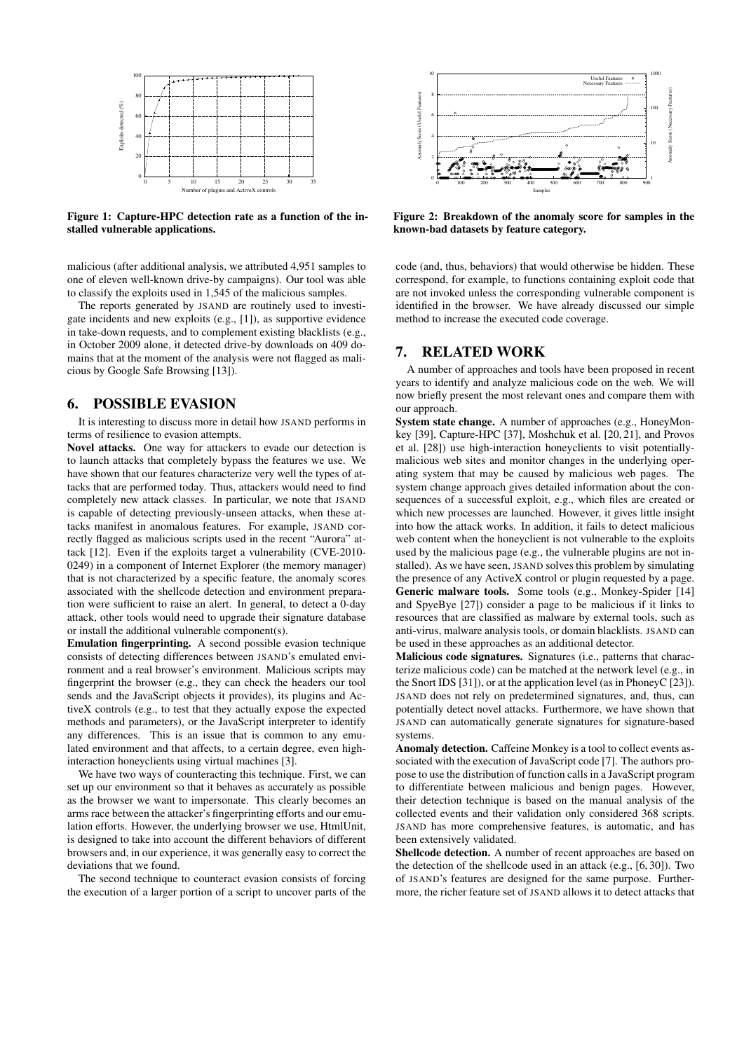Figure 1: Capture-HPC detection rate as a function of the installed vulnerable applications.

Figure 2: Breakdown of the anomaly score for samples in the known-bad datasets by feature category.

malicious (after additional analysis, we attributed 4,951 samples to one of eleven well-known drive-by campaigns). Our tool was able to classify the exploits used in 1,545 of the malicious samples.

The reports generated by JSAND are routinely used to investigate incidents and new exploits (e.g., [1]), as supportive evidence in take-down requests, and to complement existing blacklists (e.g., in October 2009 alone, it detected drive-by downloads on 409 domains that at the moment of the analysis were not flagged as malicious by Google Safe Browsing [13]).

## 6. POSSIBLE EVASION

It is interesting to discuss more in detail how JSAND performs in terms of resilience to evasion attempts.

**Novel attacks.** One way for attackers to evade our detection is to launch attacks that completely bypass the features we use. We have shown that our features characterize very well the types of attacks that are performed today. Thus, attackers would need to find completely new attack classes. In particular, we note that JSAND is capable of detecting previously-unseen attacks, when these attacks manifest in anomalous features. For example, JSAND correctly flagged as malicious scripts used in the recent "Aurora" attack [12]. Even if the exploits target a vulnerability (CVE-2010-0249) in a component of Internet Explorer (the memory manager) that is not characterized by a specific feature, the anomaly scores associated with the shellcode detection and environment preparation were sufficient to raise an alert. In general, to detect a 0-day attack, other tools would need to upgrade their signature database or install the additional vulnerable component(s).

**Emulation fingerprinting.** A second possible evasion technique consists of detecting differences between JSAND's emulated environment and a real browser's environment. Malicious scripts may fingerprint the browser (e.g., they can check the headers our tool sends and the JavaScript objects it provides), its plugins and ActiveX controls (e.g., to test that they actually expose the expected methods and parameters), or the JavaScript interpreter to identify any differences. This is an issue that is common to any emulated environment and that affects, to a certain degree, even high-interaction honeyclients using virtual machines [3].

We have two ways of counteracting this technique. First, we can set up our environment so that it behaves as accurately as possible as the browser we want to impersonate. This clearly becomes an arms race between the attacker's fingerprinting efforts and our emulation efforts. However, the underlying browser we use, HtmlUnit, is designed to take into account the different behaviors of different browsers and, in our experience, it was generally easy to correct the deviations that we found.

The second technique to counteract evasion consists of forcing the execution of a larger portion of a script to uncover parts of the code (and, thus, behaviors) that would otherwise be hidden. These correspond, for example, to functions containing exploit code that are not invoked unless the corresponding vulnerable component is identified in the browser. We have already discussed our simple method to increase the executed code coverage.

## 7. RELATED WORK

A number of approaches and tools have been proposed in recent years to identify and analyze malicious code on the web. We will now briefly present the most relevant ones and compare them with our approach.

**System state change.** A number of approaches (e.g., HoneyMonkey [39], Capture-HPC [37], Moshchuk et al. [20, 21], and Provos et al. [28]) use high-interaction honeyclients to visit potentially-malicious web sites and monitor changes in the underlying operating system that may be caused by malicious web pages. The system change approach gives detailed information about the consequences of a successful exploit, e.g., which files are created or which new processes are launched. However, it gives little insight into how the attack works. In addition, it fails to detect malicious web content when the honeyclient is not vulnerable to the exploits used by the malicious page (e.g., the vulnerable plugins are not installed). As we have seen, JSAND solves this problem by simulating the presence of any ActiveX control or plugin requested by a page.

**Generic malware tools.** Some tools (e.g., Monkey-Spider [14] and SpyeBye [27]) consider a page to be malicious if it links to resources that are classified as malware by external tools, such as anti-virus, malware analysis tools, or domain blacklists. JSAND can be used in these approaches as an additional detector.

**Malicious code signatures.** Signatures (i.e., patterns that characterize malicious code) can be matched at the network level (e.g., in the Snort IDS [31]), or at the application level (as in PhoneyC [23]). JSAND does not rely on predetermined signatures, and, thus, can potentially detect novel attacks. Furthermore, we have shown that JSAND can automatically generate signatures for signature-based systems.

**Anomaly detection.** Caffeine Monkey is a tool to collect events associated with the execution of JavaScript code [7]. The authors propose to use the distribution of function calls in a JavaScript program to differentiate between malicious and benign pages. However, their detection technique is based on the manual analysis of the collected events and their validation only considered 368 scripts. JSAND has more comprehensive features, is automatic, and has been extensively validated.

**Shellcode detection.** A number of recent approaches are based on the detection of the shellcode used in an attack (e.g., [6, 30]). Two of JSAND's features are designed for the same purpose. Furthermore, the richer feature set of JSAND allows it to detect attacks that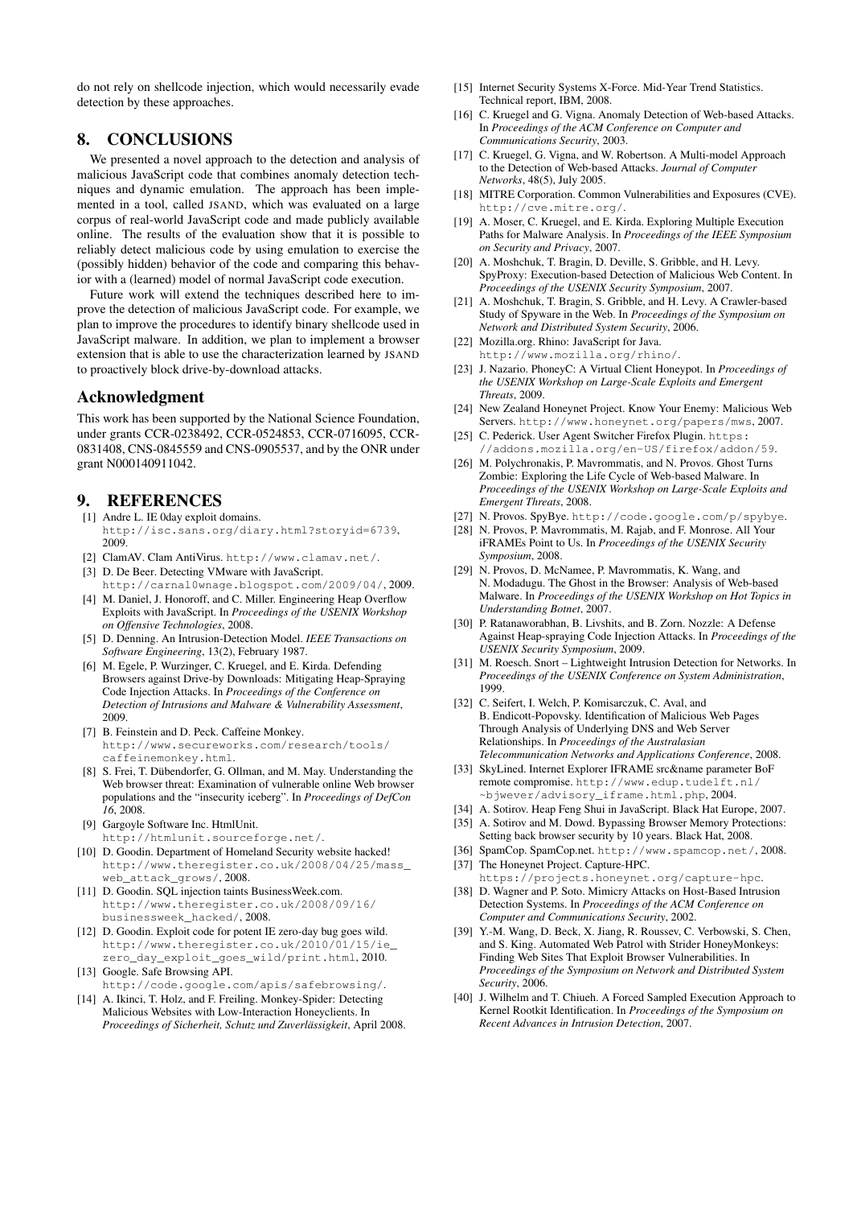do not rely on shellcode injection, which would necessarily evade detection by these approaches.

## 8. CONCLUSIONS

We presented a novel approach to the detection and analysis of malicious JavaScript code that combines anomaly detection techniques and dynamic emulation. The approach has been implemented in a tool, called JSAND, which was evaluated on a large corpus of real-world JavaScript code and made publicly available online. The results of the evaluation show that it is possible to reliably detect malicious code by using emulation to exercise the (possibly hidden) behavior of the code and comparing this behavior with a (learned) model of normal JavaScript code execution.

Future work will extend the techniques described here to improve the detection of malicious JavaScript code. For example, we plan to improve the procedures to identify binary shellcode used in JavaScript malware. In addition, we plan to implement a browser extension that is able to use the characterization learned by JSAND to proactively block drive-by-download attacks.

## Acknowledgment

This work has been supported by the National Science Foundation, under grants CCR-0238492, CCR-0524853, CCR-0716095, CCR-0831408, CNS-0845559 and CNS-0905537, and by the ONR under grant N000140911042.

## 9. REFERENCES

[1] Andre L. IE 0day exploit domains. http://isc.sans.org/diary.html?storyid=6739, 2009.

[2] ClamAV. Clam AntiVirus. http://www.clamav.net/.

[3] D. De Beer. Detecting VMware with JavaScript. http://carnal0wnage.blogspot.com/2009/04/, 2009.

[4] M. Daniel, J. Honoroff, and C. Miller. Engineering Heap Overflow Exploits with JavaScript. In *Proceedings of the USENIX Workshop on Offensive Technologies*, 2008.

[5] D. Denning. An Intrusion-Detection Model. *IEEE Transactions on Software Engineering*, 13(2), February 1987.

[6] M. Egele, P. Wurzinger, C. Kruegel, and E. Kirda. Defending Browsers against Drive-by Downloads: Mitigating Heap-Spraying Code Injection Attacks. In *Proceedings of the Conference on Detection of Intrusions and Malware & Vulnerability Assessment*, 2009.

[7] B. Feinstein and D. Peck. Caffeine Monkey. http://www.secureworks.com/research/tools/caffeinemonkey.html.

[8] S. Frei, T. Dübendorfer, G. Ollman, and M. May. Understanding the Web browser threat: Examination of vulnerable online Web browser populations and the "insecurity iceberg". In *Proceedings of DefCon 16*, 2008.

[9] Gargoyle Software Inc. HtmlUnit. http://htmlunit.sourceforge.net/.

[10] D. Goodin. Department of Homeland Security website hacked! http://www.theregister.co.uk/2008/04/25/mass_web_attack_grows/, 2008.

[11] D. Goodin. SQL injection taints BusinessWeek.com. http://www.theregister.co.uk/2008/09/16/businessweek_hacked/, 2008.

[12] D. Goodin. Exploit code for potent IE zero-day bug goes wild. http://www.theregister.co.uk/2010/01/15/ie_zero_day_exploit_goes_wild/print.html, 2010.

[13] Google. Safe Browsing API. http://code.google.com/apis/safebrowsing/.

[14] A. Ikinci, T. Holz, and F. Freiling. Monkey-Spider: Detecting Malicious Websites with Low-Interaction Honeyclients. In *Proceedings of Sicherheit, Schutz und Zuverlässigkeit*, April 2008.

[15] Internet Security Systems X-Force. Mid-Year Trend Statistics. Technical report, IBM, 2008.

[16] C. Kruegel and G. Vigna. Anomaly Detection of Web-based Attacks. In *Proceedings of the ACM Conference on Computer and Communications Security*, 2003.

[17] C. Kruegel, G. Vigna, and W. Robertson. A Multi-model Approach to the Detection of Web-based Attacks. *Journal of Computer Networks*, 48(5), July 2005.

[18] MITRE Corporation. Common Vulnerabilities and Exposures (CVE). http://cve.mitre.org/.

[19] A. Moser, C. Kruegel, and E. Kirda. Exploring Multiple Execution Paths for Malware Analysis. In *Proceedings of the IEEE Symposium on Security and Privacy*, 2007.

[20] A. Moshchuk, T. Bragin, D. Deville, S. Gribble, and H. Levy. SpyProxy: Execution-based Detection of Malicious Web Content. In *Proceedings of the USENIX Security Symposium*, 2007.

[21] A. Moshchuk, T. Bragin, S. Gribble, and H. Levy. A Crawler-based Study of Spyware in the Web. In *Proceedings of the Symposium on Network and Distributed System Security*, 2006.

[22] Mozilla.org. Rhino: JavaScript for Java. http://www.mozilla.org/rhino/.

[23] J. Nazario. PhoneyC: A Virtual Client Honeypot. In *Proceedings of the USENIX Workshop on Large-Scale Exploits and Emergent Threats*, 2009.

[24] New Zealand Honeynet Project. Know Your Enemy: Malicious Web Servers. http://www.honeynet.org/papers/mws, 2007.

[25] C. Pederick. User Agent Switcher Firefox Plugin. https://addons.mozilla.org/en-US/firefox/addon/59.

[26] M. Polychronakis, P. Mavrommatis, and N. Provos. Ghost Turns Zombie: Exploring the Life Cycle of Web-based Malware. In *Proceedings of the USENIX Workshop on Large-Scale Exploits and Emergent Threats*, 2008.

[27] N. Provos. SpyBye. http://code.google.com/p/spybye.

[28] N. Provos, P. Mavrommatis, M. Rajab, and F. Monrose. All Your iFRAMEs Point to Us. In *Proceedings of the USENIX Security Symposium*, 2008.

[29] N. Provos, D. McNamee, P. Mavrommatis, K. Wang, and N. Modadugu. The Ghost in the Browser: Analysis of Web-based Malware. In *Proceedings of the USENIX Workshop on Hot Topics in Understanding Botnet*, 2007.

[30] P. Ratanaworabhan, B. Livshits, and B. Zorn. Nozzle: A Defense Against Heap-spraying Code Injection Attacks. In *Proceedings of the USENIX Security Symposium*, 2009.

[31] M. Roesch. Snort – Lightweight Intrusion Detection for Networks. In *Proceedings of the USENIX Conference on System Administration*, 1999.

[32] C. Seifert, I. Welch, P. Komisarczuk, C. Aval, and B. Endicott-Popovsky. Identification of Malicious Web Pages Through Analysis of Underlying DNS and Web Server Relationships. In *Proceedings of the Australasian Telecommunication Networks and Applications Conference*, 2008.

[33] SkyLined. Internet Explorer IFRAME src&name parameter BoF remote compromise. http://www.edup.tudelft.nl/~bjwever/advisory_iframe.html.php, 2004.

[34] A. Sotirov. Heap Feng Shui in JavaScript. Black Hat Europe, 2007.

[35] A. Sotirov and M. Dowd. Bypassing Browser Memory Protections: Setting back browser security by 10 years. Black Hat, 2008.

[36] SpamCop. SpamCop.net. http://www.spamcop.net/, 2008.

[37] The Honeynet Project. Capture-HPC. https://projects.honeynet.org/capture-hpc.

[38] D. Wagner and P. Soto. Mimicry Attacks on Host-Based Intrusion Detection Systems. In *Proceedings of the ACM Conference on Computer and Communications Security*, 2002.

[39] Y.-M. Wang, D. Beck, X. Jiang, R. Roussev, C. Verbowski, S. Chen, and S. King. Automated Web Patrol with Strider HoneyMonkeys: Finding Web Sites That Exploit Browser Vulnerabilities. In *Proceedings of the Symposium on Network and Distributed System Security*, 2006.

[40] J. Wilhelm and T. Chiueh. A Forced Sampled Execution Approach to Kernel Rootkit Identification. In *Proceedings of the Symposium on Recent Advances in Intrusion Detection*, 2007.